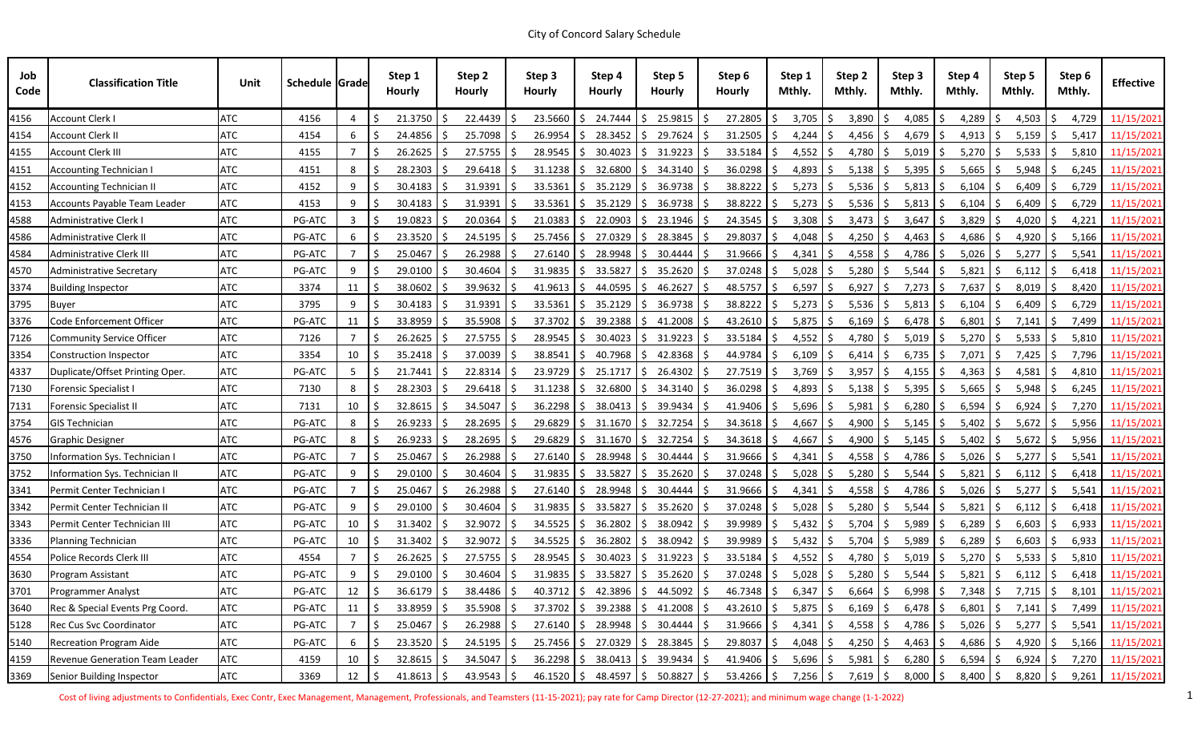# City of Concord Salary Schedule

| Job Code | Classification Title | Unit | Schedule | Grade | Step 1 Hourly | Step 2 Hourly | Step 3 Hourly | Step 4 Hourly | Step 5 Hourly | Step 6 Hourly | Step 1 Mthly. | Step 2 Mthly. | Step 3 Mthly. | Step 4 Mthly. | Step 5 Mthly. | Step 6 Mthly. | Effective |
|---|---|---|---|---|---|---|---|---|---|---|---|---|---|---|---|---|---|
| 4156 | Account Clerk I | ATC | 4156 | 4 | $ 21.3750 | $ 22.4439 | $ 23.5660 | $ 24.7444 | $ 25.9815 | $ 27.2805 | $ 3,705 | $ 3,890 | $ 4,085 | $ 4,289 | $ 4,503 | $ 4,729 | 11/15/2021 |
| 4154 | Account Clerk II | ATC | 4154 | 6 | $ 24.4856 | $ 25.7098 | $ 26.9954 | $ 28.3452 | $ 29.7624 | $ 31.2505 | $ 4,244 | $ 4,456 | $ 4,679 | $ 4,913 | $ 5,159 | $ 5,417 | 11/15/2021 |
| 4155 | Account Clerk III | ATC | 4155 | 7 | $ 26.2625 | $ 27.5755 | $ 28.9545 | $ 30.4023 | $ 31.9223 | $ 33.5184 | $ 4,552 | $ 4,780 | $ 5,019 | $ 5,270 | $ 5,533 | $ 5,810 | 11/15/2021 |
| 4151 | Accounting Technician I | ATC | 4151 | 8 | $ 28.2303 | $ 29.6418 | $ 31.1238 | $ 32.6800 | $ 34.3140 | $ 36.0298 | $ 4,893 | $ 5,138 | $ 5,395 | $ 5,665 | $ 5,948 | $ 6,245 | 11/15/2021 |
| 4152 | Accounting Technician II | ATC | 4152 | 9 | $ 30.4183 | $ 31.9391 | $ 33.5361 | $ 35.2129 | $ 36.9738 | $ 38.8222 | $ 5,273 | $ 5,536 | $ 5,813 | $ 6,104 | $ 6,409 | $ 6,729 | 11/15/2021 |
| 4153 | Accounts Payable Team Leader | ATC | 4153 | 9 | $ 30.4183 | $ 31.9391 | $ 33.5361 | $ 35.2129 | $ 36.9738 | $ 38.8222 | $ 5,273 | $ 5,536 | $ 5,813 | $ 6,104 | $ 6,409 | $ 6,729 | 11/15/2021 |
| 4588 | Administrative Clerk I | ATC | PG-ATC | 3 | $ 19.0823 | $ 20.0364 | $ 21.0383 | $ 22.0903 | $ 23.1946 | $ 24.3545 | $ 3,308 | $ 3,473 | $ 3,647 | $ 3,829 | $ 4,020 | $ 4,221 | 11/15/2021 |
| 4586 | Administrative Clerk II | ATC | PG-ATC | 6 | $ 23.3520 | $ 24.5195 | $ 25.7456 | $ 27.0329 | $ 28.3845 | $ 29.8037 | $ 4,048 | $ 4,250 | $ 4,463 | $ 4,686 | $ 4,920 | $ 5,166 | 11/15/2021 |
| 4584 | Administrative Clerk III | ATC | PG-ATC | 7 | $ 25.0467 | $ 26.2988 | $ 27.6140 | $ 28.9948 | $ 30.4444 | $ 31.9666 | $ 4,341 | $ 4,558 | $ 4,786 | $ 5,026 | $ 5,277 | $ 5,541 | 11/15/2021 |
| 4570 | Administrative Secretary | ATC | PG-ATC | 9 | $ 29.0100 | $ 30.4604 | $ 31.9835 | $ 33.5827 | $ 35.2620 | $ 37.0248 | $ 5,028 | $ 5,280 | $ 5,544 | $ 5,821 | $ 6,112 | $ 6,418 | 11/15/2021 |
| 3374 | Building Inspector | ATC | 3374 | 11 | $ 38.0602 | $ 39.9632 | $ 41.9613 | $ 44.0595 | $ 46.2627 | $ 48.5757 | $ 6,597 | $ 6,927 | $ 7,273 | $ 7,637 | $ 8,019 | $ 8,420 | 11/15/2021 |
| 3795 | Buyer | ATC | 3795 | 9 | $ 30.4183 | $ 31.9391 | $ 33.5361 | $ 35.2129 | $ 36.9738 | $ 38.8222 | $ 5,273 | $ 5,536 | $ 5,813 | $ 6,104 | $ 6,409 | $ 6,729 | 11/15/2021 |
| 3376 | Code Enforcement Officer | ATC | PG-ATC | 11 | $ 33.8959 | $ 35.5908 | $ 37.3702 | $ 39.2388 | $ 41.2008 | $ 43.2610 | $ 5,875 | $ 6,169 | $ 6,478 | $ 6,801 | $ 7,141 | $ 7,499 | 11/15/2021 |
| 7126 | Community Service Officer | ATC | 7126 | 7 | $ 26.2625 | $ 27.5755 | $ 28.9545 | $ 30.4023 | $ 31.9223 | $ 33.5184 | $ 4,552 | $ 4,780 | $ 5,019 | $ 5,270 | $ 5,533 | $ 5,810 | 11/15/2021 |
| 3354 | Construction Inspector | ATC | 3354 | 10 | $ 35.2418 | $ 37.0039 | $ 38.8541 | $ 40.7968 | $ 42.8368 | $ 44.9784 | $ 6,109 | $ 6,414 | $ 6,735 | $ 7,071 | $ 7,425 | $ 7,796 | 11/15/2021 |
| 4337 | Duplicate/Offset Printing Oper. | ATC | PG-ATC | 5 | $ 21.7441 | $ 22.8314 | $ 23.9729 | $ 25.1717 | $ 26.4302 | $ 27.7519 | $ 3,769 | $ 3,957 | $ 4,155 | $ 4,363 | $ 4,581 | $ 4,810 | 11/15/2021 |
| 7130 | Forensic Specialist I | ATC | 7130 | 8 | $ 28.2303 | $ 29.6418 | $ 31.1238 | $ 32.6800 | $ 34.3140 | $ 36.0298 | $ 4,893 | $ 5,138 | $ 5,395 | $ 5,665 | $ 5,948 | $ 6,245 | 11/15/2021 |
| 7131 | Forensic Specialist II | ATC | 7131 | 10 | $ 32.8615 | $ 34.5047 | $ 36.2298 | $ 38.0413 | $ 39.9434 | $ 41.9406 | $ 5,696 | $ 5,981 | $ 6,280 | $ 6,594 | $ 6,924 | $ 7,270 | 11/15/2021 |
| 3754 | GIS Technician | ATC | PG-ATC | 8 | $ 26.9233 | $ 28.2695 | $ 29.6829 | $ 31.1670 | $ 32.7254 | $ 34.3618 | $ 4,667 | $ 4,900 | $ 5,145 | $ 5,402 | $ 5,672 | $ 5,956 | 11/15/2021 |
| 4576 | Graphic Designer | ATC | PG-ATC | 8 | $ 26.9233 | $ 28.2695 | $ 29.6829 | $ 31.1670 | $ 32.7254 | $ 34.3618 | $ 4,667 | $ 4,900 | $ 5,145 | $ 5,402 | $ 5,672 | $ 5,956 | 11/15/2021 |
| 3750 | Information Sys. Technician I | ATC | PG-ATC | 7 | $ 25.0467 | $ 26.2988 | $ 27.6140 | $ 28.9948 | $ 30.4444 | $ 31.9666 | $ 4,341 | $ 4,558 | $ 4,786 | $ 5,026 | $ 5,277 | $ 5,541 | 11/15/2021 |
| 3752 | Information Sys. Technician II | ATC | PG-ATC | 9 | $ 29.0100 | $ 30.4604 | $ 31.9835 | $ 33.5827 | $ 35.2620 | $ 37.0248 | $ 5,028 | $ 5,280 | $ 5,544 | $ 5,821 | $ 6,112 | $ 6,418 | 11/15/2021 |
| 3341 | Permit Center Technician I | ATC | PG-ATC | 7 | $ 25.0467 | $ 26.2988 | $ 27.6140 | $ 28.9948 | $ 30.4444 | $ 31.9666 | $ 4,341 | $ 4,558 | $ 4,786 | $ 5,026 | $ 5,277 | $ 5,541 | 11/15/2021 |
| 3342 | Permit Center Technician II | ATC | PG-ATC | 9 | $ 29.0100 | $ 30.4604 | $ 31.9835 | $ 33.5827 | $ 35.2620 | $ 37.0248 | $ 5,028 | $ 5,280 | $ 5,544 | $ 5,821 | $ 6,112 | $ 6,418 | 11/15/2021 |
| 3343 | Permit Center Technician III | ATC | PG-ATC | 10 | $ 31.3402 | $ 32.9072 | $ 34.5525 | $ 36.2802 | $ 38.0942 | $ 39.9989 | $ 5,432 | $ 5,704 | $ 5,989 | $ 6,289 | $ 6,603 | $ 6,933 | 11/15/2021 |
| 3336 | Planning Technician | ATC | PG-ATC | 10 | $ 31.3402 | $ 32.9072 | $ 34.5525 | $ 36.2802 | $ 38.0942 | $ 39.9989 | $ 5,432 | $ 5,704 | $ 5,989 | $ 6,289 | $ 6,603 | $ 6,933 | 11/15/2021 |
| 4554 | Police Records Clerk III | ATC | 4554 | 7 | $ 26.2625 | $ 27.5755 | $ 28.9545 | $ 30.4023 | $ 31.9223 | $ 33.5184 | $ 4,552 | $ 4,780 | $ 5,019 | $ 5,270 | $ 5,533 | $ 5,810 | 11/15/2021 |
| 3630 | Program Assistant | ATC | PG-ATC | 9 | $ 29.0100 | $ 30.4604 | $ 31.9835 | $ 33.5827 | $ 35.2620 | $ 37.0248 | $ 5,028 | $ 5,280 | $ 5,544 | $ 5,821 | $ 6,112 | $ 6,418 | 11/15/2021 |
| 3701 | Programmer Analyst | ATC | PG-ATC | 12 | $ 36.6179 | $ 38.4486 | $ 40.3712 | $ 42.3896 | $ 44.5092 | $ 46.7348 | $ 6,347 | $ 6,664 | $ 6,998 | $ 7,348 | $ 7,715 | $ 8,101 | 11/15/2021 |
| 3640 | Rec & Special Events Prg Coord. | ATC | PG-ATC | 11 | $ 33.8959 | $ 35.5908 | $ 37.3702 | $ 39.2388 | $ 41.2008 | $ 43.2610 | $ 5,875 | $ 6,169 | $ 6,478 | $ 6,801 | $ 7,141 | $ 7,499 | 11/15/2021 |
| 5128 | Rec Cus Svc Coordinator | ATC | PG-ATC | 7 | $ 25.0467 | $ 26.2988 | $ 27.6140 | $ 28.9948 | $ 30.4444 | $ 31.9666 | $ 4,341 | $ 4,558 | $ 4,786 | $ 5,026 | $ 5,277 | $ 5,541 | 11/15/2021 |
| 5140 | Recreation Program Aide | ATC | PG-ATC | 6 | $ 23.3520 | $ 24.5195 | $ 25.7456 | $ 27.0329 | $ 28.3845 | $ 29.8037 | $ 4,048 | $ 4,250 | $ 4,463 | $ 4,686 | $ 4,920 | $ 5,166 | 11/15/2021 |
| 4159 | Revenue Generation Team Leader | ATC | 4159 | 10 | $ 32.8615 | $ 34.5047 | $ 36.2298 | $ 38.0413 | $ 39.9434 | $ 41.9406 | $ 5,696 | $ 5,981 | $ 6,280 | $ 6,594 | $ 6,924 | $ 7,270 | 11/15/2021 |
| 3369 | Senior Building Inspector | ATC | 3369 | 12 | $ 41.8613 | $ 43.9543 | $ 46.1520 | $ 48.4597 | $ 50.8827 | $ 53.4266 | $ 7,256 | $ 7,619 | $ 8,000 | $ 8,400 | $ 8,820 | $ 9,261 | 11/15/2021 |

Cost of living adjustments to Confidentials, Exec Contr, Exec Management, Management, Professionals, and Teamsters (11-15-2021); pay rate for Camp Director (12-27-2021); and minimum wage change (1-1-2022)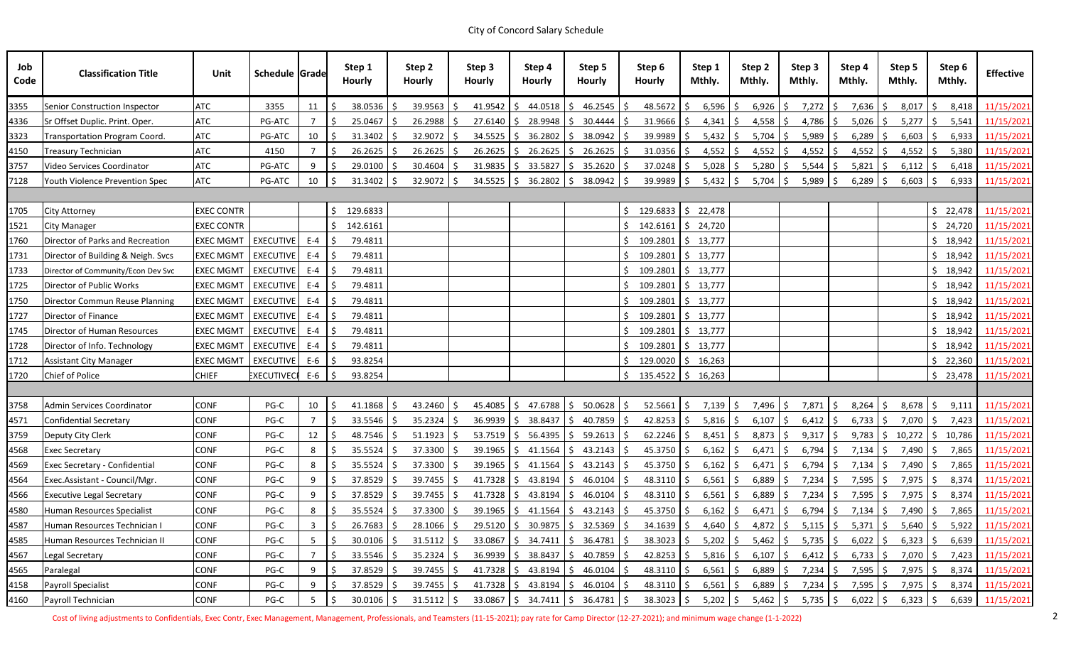City of Concord Salary Schedule

| Job Code | Classification Title | Unit | Schedule | Grade | Step 1 Hourly | Step 2 Hourly | Step 3 Hourly | Step 4 Hourly | Step 5 Hourly | Step 6 Hourly | Step 1 Mthly. | Step 2 Mthly. | Step 3 Mthly. | Step 4 Mthly. | Step 5 Mthly. | Step 6 Mthly. | Effective |
|---|---|---|---|---|---|---|---|---|---|---|---|---|---|---|---|---|---|
| 3355 | Senior Construction Inspector | ATC | 3355 | 11 | $ 38.0536 | $ 39.9563 | $ 41.9542 | $ 44.0518 | $ 46.2545 | $ 48.5672 | $ 6,596 | $ 6,926 | $ 7,272 | $ 7,636 | $ 8,017 | $ 8,418 | 11/15/2021 |
| 4336 | Sr Offset Duplic. Print. Oper. | ATC | PG-ATC | 7 | $ 25.0467 | $ 26.2988 | $ 27.6140 | $ 28.9948 | $ 30.4444 | $ 31.9666 | $ 4,341 | $ 4,558 | $ 4,786 | $ 5,026 | $ 5,277 | $ 5,541 | 11/15/2021 |
| 3323 | Transportation Program Coord. | ATC | PG-ATC | 10 | $ 31.3402 | $ 32.9072 | $ 34.5525 | $ 36.2802 | $ 38.0942 | $ 39.9989 | $ 5,432 | $ 5,704 | $ 5,989 | $ 6,289 | $ 6,603 | $ 6,933 | 11/15/2021 |
| 4150 | Treasury Technician | ATC | 4150 | 7 | $ 26.2625 | $ 26.2625 | $ 26.2625 | $ 26.2625 | $ 26.2625 | $ 31.0356 | $ 4,552 | $ 4,552 | $ 4,552 | $ 4,552 | $ 4,552 | $ 5,380 | 11/15/2021 |
| 3757 | Video Services Coordinator | ATC | PG-ATC | 9 | $ 29.0100 | $ 30.4604 | $ 31.9835 | $ 33.5827 | $ 35.2620 | $ 37.0248 | $ 5,028 | $ 5,280 | $ 5,544 | $ 5,821 | $ 6,112 | $ 6,418 | 11/15/2021 |
| 7128 | Youth Violence Prevention Spec | ATC | PG-ATC | 10 | $ 31.3402 | $ 32.9072 | $ 34.5525 | $ 36.2802 | $ 38.0942 | $ 39.9989 | $ 5,432 | $ 5,704 | $ 5,989 | $ 6,289 | $ 6,603 | $ 6,933 | 11/15/2021 |
| | | | | | | | | | | | | | | | | | |
| 1705 | City Attorney | EXEC CONTR | | | $ 129.6833 | | | | | $ 129.6833 | $ 22,478 | | | | | $ 22,478 | 11/15/2021 |
| 1521 | City Manager | EXEC CONTR | | | $ 142.6161 | | | | | $ 142.6161 | $ 24,720 | | | | | $ 24,720 | 11/15/2021 |
| 1760 | Director of Parks and Recreation | EXEC MGMT | EXECUTIVE | E-4 | $ 79.4811 | | | | | $ 109.2801 | $ 13,777 | | | | | $ 18,942 | 11/15/2021 |
| 1731 | Director of Building & Neigh. Svcs | EXEC MGMT | EXECUTIVE | E-4 | $ 79.4811 | | | | | $ 109.2801 | $ 13,777 | | | | | $ 18,942 | 11/15/2021 |
| 1733 | Director of Community/Econ Dev Svc | EXEC MGMT | EXECUTIVE | E-4 | $ 79.4811 | | | | | $ 109.2801 | $ 13,777 | | | | | $ 18,942 | 11/15/2021 |
| 1725 | Director of Public Works | EXEC MGMT | EXECUTIVE | E-4 | $ 79.4811 | | | | | $ 109.2801 | $ 13,777 | | | | | $ 18,942 | 11/15/2021 |
| 1750 | Director Commun Reuse Planning | EXEC MGMT | EXECUTIVE | E-4 | $ 79.4811 | | | | | $ 109.2801 | $ 13,777 | | | | | $ 18,942 | 11/15/2021 |
| 1727 | Director of Finance | EXEC MGMT | EXECUTIVE | E-4 | $ 79.4811 | | | | | $ 109.2801 | $ 13,777 | | | | | $ 18,942 | 11/15/2021 |
| 1745 | Director of Human Resources | EXEC MGMT | EXECUTIVE | E-4 | $ 79.4811 | | | | | $ 109.2801 | $ 13,777 | | | | | $ 18,942 | 11/15/2021 |
| 1728 | Director of Info. Technology | EXEC MGMT | EXECUTIVE | E-4 | $ 79.4811 | | | | | $ 109.2801 | $ 13,777 | | | | | $ 18,942 | 11/15/2021 |
| 1712 | Assistant City Manager | EXEC MGMT | EXECUTIVE | E-6 | $ 93.8254 | | | | | $ 129.0020 | $ 16,263 | | | | | $ 22,360 | 11/15/2021 |
| 1720 | Chief of Police | CHIEF | EXECUTIVECI | E-6 | $ 93.8254 | | | | | $ 135.4522 | $ 16,263 | | | | | $ 23,478 | 11/15/2021 |
| | | | | | | | | | | | | | | | | | |
| 3758 | Admin Services Coordinator | CONF | PG-C | 10 | $ 41.1868 | $ 43.2460 | $ 45.4085 | $ 47.6788 | $ 50.0628 | $ 52.5661 | $ 7,139 | $ 7,496 | $ 7,871 | $ 8,264 | $ 8,678 | $ 9,111 | 11/15/2021 |
| 4571 | Confidential Secretary | CONF | PG-C | 7 | $ 33.5546 | $ 35.2324 | $ 36.9939 | $ 38.8437 | $ 40.7859 | $ 42.8253 | $ 5,816 | $ 6,107 | $ 6,412 | $ 6,733 | $ 7,070 | $ 7,423 | 11/15/2021 |
| 3759 | Deputy City Clerk | CONF | PG-C | 12 | $ 48.7546 | $ 51.1923 | $ 53.7519 | $ 56.4395 | $ 59.2613 | $ 62.2246 | $ 8,451 | $ 8,873 | $ 9,317 | $ 9,783 | $ 10,272 | $ 10,786 | 11/15/2021 |
| 4568 | Exec Secretary | CONF | PG-C | 8 | $ 35.5524 | $ 37.3300 | $ 39.1965 | $ 41.1564 | $ 43.2143 | $ 45.3750 | $ 6,162 | $ 6,471 | $ 6,794 | $ 7,134 | $ 7,490 | $ 7,865 | 11/15/2021 |
| 4569 | Exec Secretary - Confidential | CONF | PG-C | 8 | $ 35.5524 | $ 37.3300 | $ 39.1965 | $ 41.1564 | $ 43.2143 | $ 45.3750 | $ 6,162 | $ 6,471 | $ 6,794 | $ 7,134 | $ 7,490 | $ 7,865 | 11/15/2021 |
| 4564 | Exec.Assistant - Council/Mgr. | CONF | PG-C | 9 | $ 37.8529 | $ 39.7455 | $ 41.7328 | $ 43.8194 | $ 46.0104 | $ 48.3110 | $ 6,561 | $ 6,889 | $ 7,234 | $ 7,595 | $ 7,975 | $ 8,374 | 11/15/2021 |
| 4566 | Executive Legal Secretary | CONF | PG-C | 9 | $ 37.8529 | $ 39.7455 | $ 41.7328 | $ 43.8194 | $ 46.0104 | $ 48.3110 | $ 6,561 | $ 6,889 | $ 7,234 | $ 7,595 | $ 7,975 | $ 8,374 | 11/15/2021 |
| 4580 | Human Resources Specialist | CONF | PG-C | 8 | $ 35.5524 | $ 37.3300 | $ 39.1965 | $ 41.1564 | $ 43.2143 | $ 45.3750 | $ 6,162 | $ 6,471 | $ 6,794 | $ 7,134 | $ 7,490 | $ 7,865 | 11/15/2021 |
| 4587 | Human Resources Technician I | CONF | PG-C | 3 | $ 26.7683 | $ 28.1066 | $ 29.5120 | $ 30.9875 | $ 32.5369 | $ 34.1639 | $ 4,640 | $ 4,872 | $ 5,115 | $ 5,371 | $ 5,640 | $ 5,922 | 11/15/2021 |
| 4585 | Human Resources Technician II | CONF | PG-C | 5 | $ 30.0106 | $ 31.5112 | $ 33.0867 | $ 34.7411 | $ 36.4781 | $ 38.3023 | $ 5,202 | $ 5,462 | $ 5,735 | $ 6,022 | $ 6,323 | $ 6,639 | 11/15/2021 |
| 4567 | Legal Secretary | CONF | PG-C | 7 | $ 33.5546 | $ 35.2324 | $ 36.9939 | $ 38.8437 | $ 40.7859 | $ 42.8253 | $ 5,816 | $ 6,107 | $ 6,412 | $ 6,733 | $ 7,070 | $ 7,423 | 11/15/2021 |
| 4565 | Paralegal | CONF | PG-C | 9 | $ 37.8529 | $ 39.7455 | $ 41.7328 | $ 43.8194 | $ 46.0104 | $ 48.3110 | $ 6,561 | $ 6,889 | $ 7,234 | $ 7,595 | $ 7,975 | $ 8,374 | 11/15/2021 |
| 4158 | Payroll Specialist | CONF | PG-C | 9 | $ 37.8529 | $ 39.7455 | $ 41.7328 | $ 43.8194 | $ 46.0104 | $ 48.3110 | $ 6,561 | $ 6,889 | $ 7,234 | $ 7,595 | $ 7,975 | $ 8,374 | 11/15/2021 |
| 4160 | Payroll Technician | CONF | PG-C | 5 | $ 30.0106 | $ 31.5112 | $ 33.0867 | $ 34.7411 | $ 36.4781 | $ 38.3023 | $ 5,202 | $ 5,462 | $ 5,735 | $ 6,022 | $ 6,323 | $ 6,639 | 11/15/2021 |

Cost of living adjustments to Confidentials, Exec Contr, Exec Management, Management, Professionals, and Teamsters (11-15-2021); pay rate for Camp Director (12-27-2021); and minimum wage change (1-1-2022)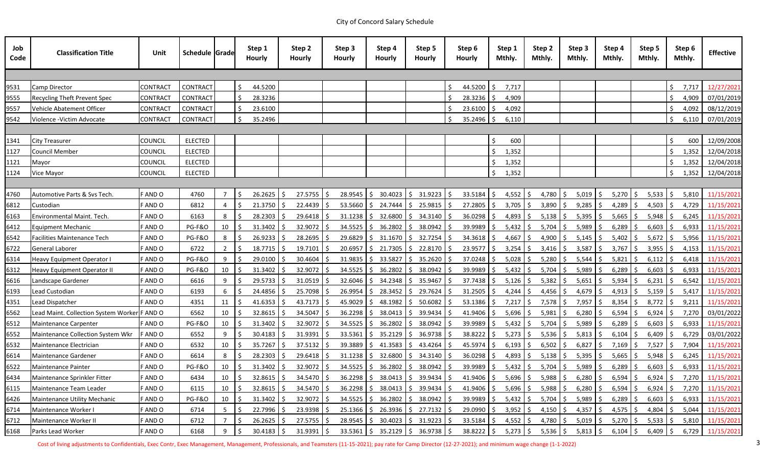# City of Concord Salary Schedule

| Job Code | Classification Title | Unit | Schedule | Grade | Step 1 Hourly | Step 2 Hourly | Step 3 Hourly | Step 4 Hourly | Step 5 Hourly | Step 6 Hourly | Step 1 Mthly. | Step 2 Mthly. | Step 3 Mthly. | Step 4 Mthly. | Step 5 Mthly. | Step 6 Mthly. | Effective |
|---|---|---|---|---|---|---|---|---|---|---|---|---|---|---|---|---|---|
| | | | | | | | | | | | | | | | | | |
| 9531 | Camp Director | CONTRACT | CONTRACT | | $ 44.5200 | | | | | $ 44.5200 | $ 7,717 | | | | | $ 7,717 | 12/27/2021 |
| 9555 | Recycling Theft Prevent Spec | CONTRACT | CONTRACT | | $ 28.3236 | | | | | $ 28.3236 | $ 4,909 | | | | | $ 4,909 | 07/01/2019 |
| 9557 | Vehicle Abatement Officer | CONTRACT | CONTRACT | | $ 23.6100 | | | | | $ 23.6100 | $ 4,092 | | | | | $ 4,092 | 08/12/2019 |
| 9542 | Violence -Victim Advocate | CONTRACT | CONTRACT | | $ 35.2496 | | | | | $ 35.2496 | $ 6,110 | | | | | $ 6,110 | 07/01/2019 |
| | | | | | | | | | | | | | | | | | |
| 1341 | City Treasurer | COUNCIL | ELECTED | | | | | | | | $ 600 | | | | | $ 600 | 12/09/2008 |
| 1127 | Council Member | COUNCIL | ELECTED | | | | | | | | $ 1,352 | | | | | $ 1,352 | 12/04/2018 |
| 1121 | Mayor | COUNCIL | ELECTED | | | | | | | | $ 1,352 | | | | | $ 1,352 | 12/04/2018 |
| 1124 | Vice Mayor | COUNCIL | ELECTED | | | | | | | | $ 1,352 | | | | | $ 1,352 | 12/04/2018 |
| | | | | | | | | | | | | | | | | | |
| 4760 | Automotive Parts & Svs Tech. | F AND O | 4760 | 7 | $ 26.2625 | $ 27.5755 | $ 28.9545 | $ 30.4023 | $ 31.9223 | $ 33.5184 | $ 4,552 | $ 4,780 | $ 5,019 | $ 5,270 | $ 5,533 | $ 5,810 | 11/15/2021 |
| 6812 | Custodian | F AND O | 6812 | 4 | $ 21.3750 | $ 22.4439 | $ 53.5660 | $ 24.7444 | $ 25.9815 | $ 27.2805 | $ 3,705 | $ 3,890 | $ 9,285 | $ 4,289 | $ 4,503 | $ 4,729 | 11/15/2021 |
| 6163 | Environmental Maint. Tech. | F AND O | 6163 | 8 | $ 28.2303 | $ 29.6418 | $ 31.1238 | $ 32.6800 | $ 34.3140 | $ 36.0298 | $ 4,893 | $ 5,138 | $ 5,395 | $ 5,665 | $ 5,948 | $ 6,245 | 11/15/2021 |
| 6412 | Equipment Mechanic | F AND O | PG-F&O | 10 | $ 31.3402 | $ 32.9072 | $ 34.5525 | $ 36.2802 | $ 38.0942 | $ 39.9989 | $ 5,432 | $ 5,704 | $ 5,989 | $ 6,289 | $ 6,603 | $ 6,933 | 11/15/2021 |
| 6542 | Facilities Maintenance Tech | F AND O | PG-F&O | 8 | $ 26.9233 | $ 28.2695 | $ 29.6829 | $ 31.1670 | $ 32.7254 | $ 34.3618 | $ 4,667 | $ 4,900 | $ 5,145 | $ 5,402 | $ 5,672 | $ 5,956 | 11/15/2021 |
| 6722 | General Laborer | F AND O | 6722 | 2 | $ 18.7715 | $ 19.7101 | $ 20.6957 | $ 21.7305 | $ 22.8170 | $ 23.9577 | $ 3,254 | $ 3,416 | $ 3,587 | $ 3,767 | $ 3,955 | $ 4,153 | 11/15/2021 |
| 6314 | Heavy Equipment Operator I | F AND O | PG-F&O | 9 | $ 29.0100 | $ 30.4604 | $ 31.9835 | $ 33.5827 | $ 35.2620 | $ 37.0248 | $ 5,028 | $ 5,280 | $ 5,544 | $ 5,821 | $ 6,112 | $ 6,418 | 11/15/2021 |
| 6312 | Heavy Equipment Operator II | F AND O | PG-F&O | 10 | $ 31.3402 | $ 32.9072 | $ 34.5525 | $ 36.2802 | $ 38.0942 | $ 39.9989 | $ 5,432 | $ 5,704 | $ 5,989 | $ 6,289 | $ 6,603 | $ 6,933 | 11/15/2021 |
| 6616 | Landscape Gardener | F AND O | 6616 | 9 | $ 29.5733 | $ 31.0519 | $ 32.6046 | $ 34.2348 | $ 35.9467 | $ 37.7438 | $ 5,126 | $ 5,382 | $ 5,651 | $ 5,934 | $ 6,231 | $ 6,542 | 11/15/2021 |
| 6193 | Lead Custodian | F AND O | 6193 | 6 | $ 24.4856 | $ 25.7098 | $ 26.9954 | $ 28.3452 | $ 29.7624 | $ 31.2505 | $ 4,244 | $ 4,456 | $ 4,679 | $ 4,913 | $ 5,159 | $ 5,417 | 11/15/2021 |
| 4351 | Lead Dispatcher | F AND O | 4351 | 11 | $ 41.6353 | $ 43.7173 | $ 45.9029 | $ 48.1982 | $ 50.6082 | $ 53.1386 | $ 7,217 | $ 7,578 | $ 7,957 | $ 8,354 | $ 8,772 | $ 9,211 | 11/15/2021 |
| 6562 | Lead Maint. Collection System Worker | F AND O | 6562 | 10 | $ 32.8615 | $ 34.5047 | $ 36.2298 | $ 38.0413 | $ 39.9434 | $ 41.9406 | $ 5,696 | $ 5,981 | $ 6,280 | $ 6,594 | $ 6,924 | $ 7,270 | 03/01/2022 |
| 6512 | Maintenance Carpenter | F AND O | PG-F&O | 10 | $ 31.3402 | $ 32.9072 | $ 34.5525 | $ 36.2802 | $ 38.0942 | $ 39.9989 | $ 5,432 | $ 5,704 | $ 5,989 | $ 6,289 | $ 6,603 | $ 6,933 | 11/15/2021 |
| 6552 | Maintenance Collection System Wkr | F AND O | 6552 | 9 | $ 30.4183 | $ 31.9391 | $ 33.5361 | $ 35.2129 | $ 36.9738 | $ 38.8222 | $ 5,273 | $ 5,536 | $ 5,813 | $ 6,104 | $ 6,409 | $ 6,729 | 03/01/2022 |
| 6532 | Maintenance Electrician | F AND O | 6532 | 10 | $ 35.7267 | $ 37.5132 | $ 39.3889 | $ 41.3583 | $ 43.4264 | $ 45.5974 | $ 6,193 | $ 6,502 | $ 6,827 | $ 7,169 | $ 7,527 | $ 7,904 | 11/15/2021 |
| 6614 | Maintenance Gardener | F AND O | 6614 | 8 | $ 28.2303 | $ 29.6418 | $ 31.1238 | $ 32.6800 | $ 34.3140 | $ 36.0298 | $ 4,893 | $ 5,138 | $ 5,395 | $ 5,665 | $ 5,948 | $ 6,245 | 11/15/2021 |
| 6522 | Maintenance Painter | F AND O | PG-F&O | 10 | $ 31.3402 | $ 32.9072 | $ 34.5525 | $ 36.2802 | $ 38.0942 | $ 39.9989 | $ 5,432 | $ 5,704 | $ 5,989 | $ 6,289 | $ 6,603 | $ 6,933 | 11/15/2021 |
| 6434 | Maintenance Sprinkler Fitter | F AND O | 6434 | 10 | $ 32.8615 | $ 34.5470 | $ 36.2298 | $ 38.0413 | $ 39.9434 | $ 41.9406 | $ 5,696 | $ 5,988 | $ 6,280 | $ 6,594 | $ 6,924 | $ 7,270 | 11/15/2021 |
| 6115 | Maintenance Team Leader | F AND O | 6115 | 10 | $ 32.8615 | $ 34.5470 | $ 36.2298 | $ 38.0413 | $ 39.9434 | $ 41.9406 | $ 5,696 | $ 5,988 | $ 6,280 | $ 6,594 | $ 6,924 | $ 7,270 | 11/15/2021 |
| 6426 | Maintenance Utility Mechanic | F AND O | PG-F&O | 10 | $ 31.3402 | $ 32.9072 | $ 34.5525 | $ 36.2802 | $ 38.0942 | $ 39.9989 | $ 5,432 | $ 5,704 | $ 5,989 | $ 6,289 | $ 6,603 | $ 6,933 | 11/15/2021 |
| 6714 | Maintenance Worker I | F AND O | 6714 | 5 | $ 22.7996 | $ 23.9398 | $ 25.1366 | $ 26.3936 | $ 27.7132 | $ 29.0990 | $ 3,952 | $ 4,150 | $ 4,357 | $ 4,575 | $ 4,804 | $ 5,044 | 11/15/2021 |
| 6712 | Maintenance Worker II | F AND O | 6712 | 7 | $ 26.2625 | $ 27.5755 | $ 28.9545 | $ 30.4023 | $ 31.9223 | $ 33.5184 | $ 4,552 | $ 4,780 | $ 5,019 | $ 5,270 | $ 5,533 | $ 5,810 | 11/15/2021 |
| 6168 | Parks Lead Worker | F AND O | 6168 | 9 | $ 30.4183 | $ 31.9391 | $ 33.5361 | $ 35.2129 | $ 36.9738 | $ 38.8222 | $ 5,273 | $ 5,536 | $ 5,813 | $ 6,104 | $ 6,409 | $ 6,729 | 11/15/2021 |

Cost of living adjustments to Confidentials, Exec Contr, Exec Management, Management, Professionals, and Teamsters (11-15-2021); pay rate for Camp Director (12-27-2021); and minimum wage change (1-1-2022)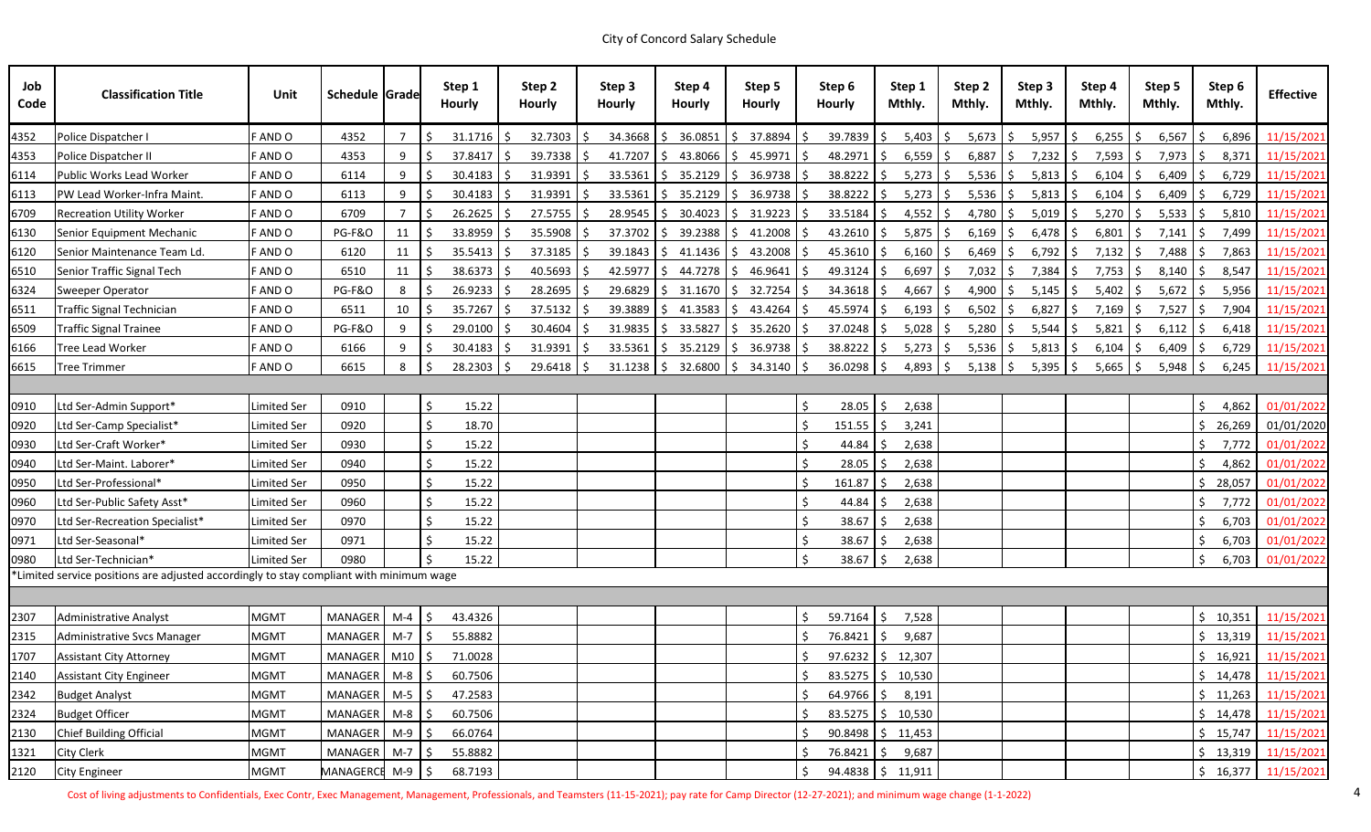City of Concord Salary Schedule

| Job Code | Classification Title | Unit | Schedule | Grade | Step 1 Hourly | Step 2 Hourly | Step 3 Hourly | Step 4 Hourly | Step 5 Hourly | Step 6 Hourly | Step 1 Mthly. | Step 2 Mthly. | Step 3 Mthly. | Step 4 Mthly. | Step 5 Mthly. | Step 6 Mthly. | Effective |
|---|---|---|---|---|---|---|---|---|---|---|---|---|---|---|---|---|---|
| 4352 | Police Dispatcher I | F AND O | 4352 | 7 | $ 31.1716 | $ 32.7303 | $ 34.3668 | $ 36.0851 | $ 37.8894 | $ 39.7839 | $ 5,403 | $ 5,673 | $ 5,957 | $ 6,255 | $ 6,567 | $ 6,896 | 11/15/2021 |
| 4353 | Police Dispatcher II | F AND O | 4353 | 9 | $ 37.8417 | $ 39.7338 | $ 41.7207 | $ 43.8066 | $ 45.9971 | $ 48.2971 | $ 6,559 | $ 6,887 | $ 7,232 | $ 7,593 | $ 7,973 | $ 8,371 | 11/15/2021 |
| 6114 | Public Works Lead Worker | F AND O | 6114 | 9 | $ 30.4183 | $ 31.9391 | $ 33.5361 | $ 35.2129 | $ 36.9738 | $ 38.8222 | $ 5,273 | $ 5,536 | $ 5,813 | $ 6,104 | $ 6,409 | $ 6,729 | 11/15/2021 |
| 6113 | PW Lead Worker-Infra Maint. | F AND O | 6113 | 9 | $ 30.4183 | $ 31.9391 | $ 33.5361 | $ 35.2129 | $ 36.9738 | $ 38.8222 | $ 5,273 | $ 5,536 | $ 5,813 | $ 6,104 | $ 6,409 | $ 6,729 | 11/15/2021 |
| 6709 | Recreation Utility Worker | F AND O | 6709 | 7 | $ 26.2625 | $ 27.5755 | $ 28.9545 | $ 30.4023 | $ 31.9223 | $ 33.5184 | $ 4,552 | $ 4,780 | $ 5,019 | $ 5,270 | $ 5,533 | $ 5,810 | 11/15/2021 |
| 6130 | Senior Equipment Mechanic | F AND O | PG-F&O | 11 | $ 33.8959 | $ 35.5908 | $ 37.3702 | $ 39.2388 | $ 41.2008 | $ 43.2610 | $ 5,875 | $ 6,169 | $ 6,478 | $ 6,801 | $ 7,141 | $ 7,499 | 11/15/2021 |
| 6120 | Senior Maintenance Team Ld. | F AND O | 6120 | 11 | $ 35.5413 | $ 37.3185 | $ 39.1843 | $ 41.1436 | $ 43.2008 | $ 45.3610 | $ 6,160 | $ 6,469 | $ 6,792 | $ 7,132 | $ 7,488 | $ 7,863 | 11/15/2021 |
| 6510 | Senior Traffic Signal Tech | F AND O | 6510 | 11 | $ 38.6373 | $ 40.5693 | $ 42.5977 | $ 44.7278 | $ 46.9641 | $ 49.3124 | $ 6,697 | $ 7,032 | $ 7,384 | $ 7,753 | $ 8,140 | $ 8,547 | 11/15/2021 |
| 6324 | Sweeper Operator | F AND O | PG-F&O | 8 | $ 26.9233 | $ 28.2695 | $ 29.6829 | $ 31.1670 | $ 32.7254 | $ 34.3618 | $ 4,667 | $ 4,900 | $ 5,145 | $ 5,402 | $ 5,672 | $ 5,956 | 11/15/2021 |
| 6511 | Traffic Signal Technician | F AND O | 6511 | 10 | $ 35.7267 | $ 37.5132 | $ 39.3889 | $ 41.3583 | $ 43.4264 | $ 45.5974 | $ 6,193 | $ 6,502 | $ 6,827 | $ 7,169 | $ 7,527 | $ 7,904 | 11/15/2021 |
| 6509 | Traffic Signal Trainee | F AND O | PG-F&O | 9 | $ 29.0100 | $ 30.4604 | $ 31.9835 | $ 33.5827 | $ 35.2620 | $ 37.0248 | $ 5,028 | $ 5,280 | $ 5,544 | $ 5,821 | $ 6,112 | $ 6,418 | 11/15/2021 |
| 6166 | Tree Lead Worker | F AND O | 6166 | 9 | $ 30.4183 | $ 31.9391 | $ 33.5361 | $ 35.2129 | $ 36.9738 | $ 38.8222 | $ 5,273 | $ 5,536 | $ 5,813 | $ 6,104 | $ 6,409 | $ 6,729 | 11/15/2021 |
| 6615 | Tree Trimmer | F AND O | 6615 | 8 | $ 28.2303 | $ 29.6418 | $ 31.1238 | $ 32.6800 | $ 34.3140 | $ 36.0298 | $ 4,893 | $ 5,138 | $ 5,395 | $ 5,665 | $ 5,948 | $ 6,245 | 11/15/2021 |
| | | | | | | | | | | | | | | | | | |
| 0910 | Ltd Ser-Admin Support* | Limited Ser | 0910 | | $ 15.22 | | | | | $ 28.05 | $ 2,638 | | | | | $ 4,862 | 01/01/2022 |
| 0920 | Ltd Ser-Camp Specialist* | Limited Ser | 0920 | | $ 18.70 | | | | | $ 151.55 | $ 3,241 | | | | | $ 26,269 | 01/01/2020 |
| 0930 | Ltd Ser-Craft Worker* | Limited Ser | 0930 | | $ 15.22 | | | | | $ 44.84 | $ 2,638 | | | | | $ 7,772 | 01/01/2022 |
| 0940 | Ltd Ser-Maint. Laborer* | Limited Ser | 0940 | | $ 15.22 | | | | | $ 28.05 | $ 2,638 | | | | | $ 4,862 | 01/01/2022 |
| 0950 | Ltd Ser-Professional* | Limited Ser | 0950 | | $ 15.22 | | | | | $ 161.87 | $ 2,638 | | | | | $ 28,057 | 01/01/2022 |
| 0960 | Ltd Ser-Public Safety Asst* | Limited Ser | 0960 | | $ 15.22 | | | | | $ 44.84 | $ 2,638 | | | | | $ 7,772 | 01/01/2022 |
| 0970 | Ltd Ser-Recreation Specialist* | Limited Ser | 0970 | | $ 15.22 | | | | | $ 38.67 | $ 2,638 | | | | | $ 6,703 | 01/01/2022 |
| 0971 | Ltd Ser-Seasonal* | Limited Ser | 0971 | | $ 15.22 | | | | | $ 38.67 | $ 2,638 | | | | | $ 6,703 | 01/01/2022 |
| 0980 | Ltd Ser-Technician* | Limited Ser | 0980 | | $ 15.22 | | | | | $ 38.67 | $ 2,638 | | | | | $ 6,703 | 01/01/2022 |
| *Limited service positions are adjusted accordingly to stay compliant with minimum wage | | | | | | | | | | | | | | | | | |
| | | | | | | | | | | | | | | | | | |
| 2307 | Administrative Analyst | MGMT | MANAGER | M-4 | $ 43.4326 | | | | | $ 59.7164 | $ 7,528 | | | | | $ 10,351 | 11/15/2021 |
| 2315 | Administrative Svcs Manager | MGMT | MANAGER | M-7 | $ 55.8882 | | | | | $ 76.8421 | $ 9,687 | | | | | $ 13,319 | 11/15/2021 |
| 1707 | Assistant City Attorney | MGMT | MANAGER | M10 | $ 71.0028 | | | | | $ 97.6232 | $ 12,307 | | | | | $ 16,921 | 11/15/2021 |
| 2140 | Assistant City Engineer | MGMT | MANAGER | M-8 | $ 60.7506 | | | | | $ 83.5275 | $ 10,530 | | | | | $ 14,478 | 11/15/2021 |
| 2342 | Budget Analyst | MGMT | MANAGER | M-5 | $ 47.2583 | | | | | $ 64.9766 | $ 8,191 | | | | | $ 11,263 | 11/15/2021 |
| 2324 | Budget Officer | MGMT | MANAGER | M-8 | $ 60.7506 | | | | | $ 83.5275 | $ 10,530 | | | | | $ 14,478 | 11/15/2021 |
| 2130 | Chief Building Official | MGMT | MANAGER | M-9 | $ 66.0764 | | | | | $ 90.8498 | $ 11,453 | | | | | $ 15,747 | 11/15/2021 |
| 1321 | City Clerk | MGMT | MANAGER | M-7 | $ 55.8882 | | | | | $ 76.8421 | $ 9,687 | | | | | $ 13,319 | 11/15/2021 |
| 2120 | City Engineer | MGMT | MANAGERCE | M-9 | $ 68.7193 | | | | | $ 94.4838 | $ 11,911 | | | | | $ 16,377 | 11/15/2021 |

Cost of living adjustments to Confidentials, Exec Contr, Exec Management, Management, Professionals, and Teamsters (11-15-2021); pay rate for Camp Director (12-27-2021); and minimum wage change (1-1-2022)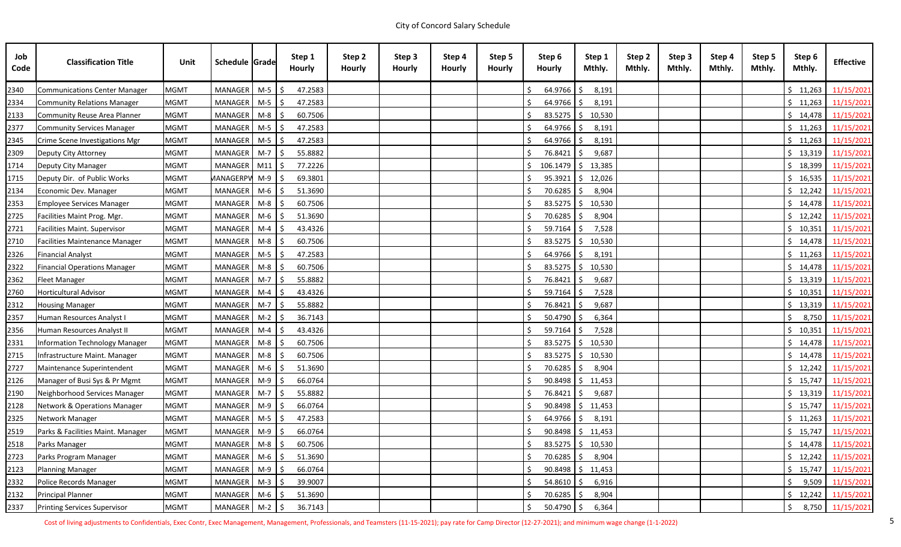City of Concord Salary Schedule

| Job Code | Classification Title | Unit | Schedule | Grade | Step 1 Hourly | Step 2 Hourly | Step 3 Hourly | Step 4 Hourly | Step 5 Hourly | Step 6 Hourly | Step 1 Mthly. | Step 2 Mthly. | Step 3 Mthly. | Step 4 Mthly. | Step 5 Mthly. | Step 6 Mthly. | Effective |
|---|---|---|---|---|---|---|---|---|---|---|---|---|---|---|---|---|---|
| 2340 | Communications Center Manager | MGMT | MANAGER | M-5 | $ 47.2583 | | | | | $ 64.9766 | $ 8,191 | | | | | $ 11,263 | 11/15/2021 |
| 2334 | Community Relations Manager | MGMT | MANAGER | M-5 | $ 47.2583 | | | | | $ 64.9766 | $ 8,191 | | | | | $ 11,263 | 11/15/2021 |
| 2133 | Community Reuse Area Planner | MGMT | MANAGER | M-8 | $ 60.7506 | | | | | $ 83.5275 | $ 10,530 | | | | | $ 14,478 | 11/15/2021 |
| 2377 | Community Services Manager | MGMT | MANAGER | M-5 | $ 47.2583 | | | | | $ 64.9766 | $ 8,191 | | | | | $ 11,263 | 11/15/2021 |
| 2345 | Crime Scene Investigations Mgr | MGMT | MANAGER | M-5 | $ 47.2583 | | | | | $ 64.9766 | $ 8,191 | | | | | $ 11,263 | 11/15/2021 |
| 2309 | Deputy City Attorney | MGMT | MANAGER | M-7 | $ 55.8882 | | | | | $ 76.8421 | $ 9,687 | | | | | $ 13,319 | 11/15/2021 |
| 1714 | Deputy City Manager | MGMT | MANAGER | M11 | $ 77.2226 | | | | | $ 106.1479 | $ 13,385 | | | | | $ 18,399 | 11/15/2021 |
| 1715 | Deputy Dir. of Public Works | MGMT | MANAGERPW | M-9 | $ 69.3801 | | | | | $ 95.3921 | $ 12,026 | | | | | $ 16,535 | 11/15/2021 |
| 2134 | Economic Dev. Manager | MGMT | MANAGER | M-6 | $ 51.3690 | | | | | $ 70.6285 | $ 8,904 | | | | | $ 12,242 | 11/15/2021 |
| 2353 | Employee Services Manager | MGMT | MANAGER | M-8 | $ 60.7506 | | | | | $ 83.5275 | $ 10,530 | | | | | $ 14,478 | 11/15/2021 |
| 2725 | Facilities Maint Prog. Mgr. | MGMT | MANAGER | M-6 | $ 51.3690 | | | | | $ 70.6285 | $ 8,904 | | | | | $ 12,242 | 11/15/2021 |
| 2721 | Facilities Maint. Supervisor | MGMT | MANAGER | M-4 | $ 43.4326 | | | | | $ 59.7164 | $ 7,528 | | | | | $ 10,351 | 11/15/2021 |
| 2710 | Facilities Maintenance Manager | MGMT | MANAGER | M-8 | $ 60.7506 | | | | | $ 83.5275 | $ 10,530 | | | | | $ 14,478 | 11/15/2021 |
| 2326 | Financial Analyst | MGMT | MANAGER | M-5 | $ 47.2583 | | | | | $ 64.9766 | $ 8,191 | | | | | $ 11,263 | 11/15/2021 |
| 2322 | Financial Operations Manager | MGMT | MANAGER | M-8 | $ 60.7506 | | | | | $ 83.5275 | $ 10,530 | | | | | $ 14,478 | 11/15/2021 |
| 2362 | Fleet Manager | MGMT | MANAGER | M-7 | $ 55.8882 | | | | | $ 76.8421 | $ 9,687 | | | | | $ 13,319 | 11/15/2021 |
| 2760 | Horticultural Advisor | MGMT | MANAGER | M-4 | $ 43.4326 | | | | | $ 59.7164 | $ 7,528 | | | | | $ 10,351 | 11/15/2021 |
| 2312 | Housing Manager | MGMT | MANAGER | M-7 | $ 55.8882 | | | | | $ 76.8421 | $ 9,687 | | | | | $ 13,319 | 11/15/2021 |
| 2357 | Human Resources Analyst I | MGMT | MANAGER | M-2 | $ 36.7143 | | | | | $ 50.4790 | $ 6,364 | | | | | $ 8,750 | 11/15/2021 |
| 2356 | Human Resources Analyst II | MGMT | MANAGER | M-4 | $ 43.4326 | | | | | $ 59.7164 | $ 7,528 | | | | | $ 10,351 | 11/15/2021 |
| 2331 | Information Technology Manager | MGMT | MANAGER | M-8 | $ 60.7506 | | | | | $ 83.5275 | $ 10,530 | | | | | $ 14,478 | 11/15/2021 |
| 2715 | Infrastructure Maint. Manager | MGMT | MANAGER | M-8 | $ 60.7506 | | | | | $ 83.5275 | $ 10,530 | | | | | $ 14,478 | 11/15/2021 |
| 2727 | Maintenance Superintendent | MGMT | MANAGER | M-6 | $ 51.3690 | | | | | $ 70.6285 | $ 8,904 | | | | | $ 12,242 | 11/15/2021 |
| 2126 | Manager of Busi Sys & Pr Mgmt | MGMT | MANAGER | M-9 | $ 66.0764 | | | | | $ 90.8498 | $ 11,453 | | | | | $ 15,747 | 11/15/2021 |
| 2190 | Neighborhood Services Manager | MGMT | MANAGER | M-7 | $ 55.8882 | | | | | $ 76.8421 | $ 9,687 | | | | | $ 13,319 | 11/15/2021 |
| 2128 | Network & Operations Manager | MGMT | MANAGER | M-9 | $ 66.0764 | | | | | $ 90.8498 | $ 11,453 | | | | | $ 15,747 | 11/15/2021 |
| 2325 | Network Manager | MGMT | MANAGER | M-5 | $ 47.2583 | | | | | $ 64.9766 | $ 8,191 | | | | | $ 11,263 | 11/15/2021 |
| 2519 | Parks & Facilities Maint. Manager | MGMT | MANAGER | M-9 | $ 66.0764 | | | | | $ 90.8498 | $ 11,453 | | | | | $ 15,747 | 11/15/2021 |
| 2518 | Parks Manager | MGMT | MANAGER | M-8 | $ 60.7506 | | | | | $ 83.5275 | $ 10,530 | | | | | $ 14,478 | 11/15/2021 |
| 2723 | Parks Program Manager | MGMT | MANAGER | M-6 | $ 51.3690 | | | | | $ 70.6285 | $ 8,904 | | | | | $ 12,242 | 11/15/2021 |
| 2123 | Planning Manager | MGMT | MANAGER | M-9 | $ 66.0764 | | | | | $ 90.8498 | $ 11,453 | | | | | $ 15,747 | 11/15/2021 |
| 2332 | Police Records Manager | MGMT | MANAGER | M-3 | $ 39.9007 | | | | | $ 54.8610 | $ 6,916 | | | | | $ 9,509 | 11/15/2021 |
| 2132 | Principal Planner | MGMT | MANAGER | M-6 | $ 51.3690 | | | | | $ 70.6285 | $ 8,904 | | | | | $ 12,242 | 11/15/2021 |
| 2337 | Printing Services Supervisor | MGMT | MANAGER | M-2 | $ 36.7143 | | | | | $ 50.4790 | $ 6,364 | | | | | $ 8,750 | 11/15/2021 |

Cost of living adjustments to Confidentials, Exec Contr, Exec Management, Management, Professionals, and Teamsters (11-15-2021); pay rate for Camp Director (12-27-2021); and minimum wage change (1-1-2022)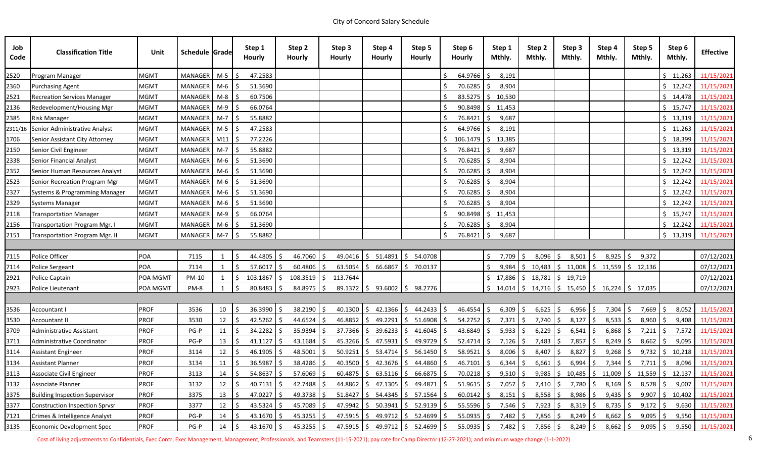City of Concord Salary Schedule

| Job Code | Classification Title | Unit | Schedule | Grade | Step 1 Hourly | Step 2 Hourly | Step 3 Hourly | Step 4 Hourly | Step 5 Hourly | Step 6 Hourly | Step 1 Mthly. | Step 2 Mthly. | Step 3 Mthly. | Step 4 Mthly. | Step 5 Mthly. | Step 6 Mthly. | Effective |
|---|---|---|---|---|---|---|---|---|---|---|---|---|---|---|---|---|---|
| 2520 | Program Manager | MGMT | MANAGER | M-5 | $ 47.2583 | | | | | $ 64.9766 | $ 8,191 | | | | | $ 11,263 | 11/15/2021 |
| 2360 | Purchasing Agent | MGMT | MANAGER | M-6 | $ 51.3690 | | | | | $ 70.6285 | $ 8,904 | | | | | $ 12,242 | 11/15/2021 |
| 2521 | Recreation Services Manager | MGMT | MANAGER | M-8 | $ 60.7506 | | | | | $ 83.5275 | $ 10,530 | | | | | $ 14,478 | 11/15/2021 |
| 2136 | Redevelopment/Housing Mgr | MGMT | MANAGER | M-9 | $ 66.0764 | | | | | $ 90.8498 | $ 11,453 | | | | | $ 15,747 | 11/15/2021 |
| 2385 | Risk Manager | MGMT | MANAGER | M-7 | $ 55.8882 | | | | | $ 76.8421 | $ 9,687 | | | | | $ 13,319 | 11/15/2021 |
| 2311/16 | Senior Administrative Analyst | MGMT | MANAGER | M-5 | $ 47.2583 | | | | | $ 64.9766 | $ 8,191 | | | | | $ 11,263 | 11/15/2021 |
| 1706 | Senior Assistant City Attorney | MGMT | MANAGER | M11 | $ 77.2226 | | | | | $ 106.1479 | $ 13,385 | | | | | $ 18,399 | 11/15/2021 |
| 2150 | Senior Civil Engineer | MGMT | MANAGER | M-7 | $ 55.8882 | | | | | $ 76.8421 | $ 9,687 | | | | | $ 13,319 | 11/15/2021 |
| 2338 | Senior Financial Analyst | MGMT | MANAGER | M-6 | $ 51.3690 | | | | | $ 70.6285 | $ 8,904 | | | | | $ 12,242 | 11/15/2021 |
| 2352 | Senior Human Resources Analyst | MGMT | MANAGER | M-6 | $ 51.3690 | | | | | $ 70.6285 | $ 8,904 | | | | | $ 12,242 | 11/15/2021 |
| 2523 | Senior Recreation Program Mgr | MGMT | MANAGER | M-6 | $ 51.3690 | | | | | $ 70.6285 | $ 8,904 | | | | | $ 12,242 | 11/15/2021 |
| 2327 | Systems & Programming Manager | MGMT | MANAGER | M-6 | $ 51.3690 | | | | | $ 70.6285 | $ 8,904 | | | | | $ 12,242 | 11/15/2021 |
| 2329 | Systems Manager | MGMT | MANAGER | M-6 | $ 51.3690 | | | | | $ 70.6285 | $ 8,904 | | | | | $ 12,242 | 11/15/2021 |
| 2118 | Transportation Manager | MGMT | MANAGER | M-9 | $ 66.0764 | | | | | $ 90.8498 | $ 11,453 | | | | | $ 15,747 | 11/15/2021 |
| 2156 | Transportation Program Mgr. I | MGMT | MANAGER | M-6 | $ 51.3690 | | | | | $ 70.6285 | $ 8,904 | | | | | $ 12,242 | 11/15/2021 |
| 2151 | Transportation Program Mgr. II | MGMT | MANAGER | M-7 | $ 55.8882 | | | | | $ 76.8421 | $ 9,687 | | | | | $ 13,319 | 11/15/2021 |
| | | | | | | | | | | | | | | | | | |
| 7115 | Police Officer | POA | 7115 | 1 | $ 44.4805 | $ 46.7060 | $ 49.0416 | $ 51.4891 | $ 54.0708 | | $ 7,709 | $ 8,096 | $ 8,501 | $ 8,925 | $ 9,372 | | 07/12/2021 |
| 7114 | Police Sergeant | POA | 7114 | 1 | $ 57.6017 | $ 60.4806 | $ 63.5054 | $ 66.6867 | $ 70.0137 | | $ 9,984 | $ 10,483 | $ 11,008 | $ 11,559 | $ 12,136 | | 07/12/2021 |
| 2921 | Police Captain | POA MGMT | PM-10 | 1 | $ 103.1867 | $ 108.3519 | $ 113.7644 | | | | $ 17,886 | $ 18,781 | $ 19,719 | | | | 07/12/2021 |
| 2923 | Police Lieutenant | POA MGMT | PM-8 | 1 | $ 80.8483 | $ 84.8975 | $ 89.1372 | $ 93.6002 | $ 98.2776 | | $ 14,014 | $ 14,716 | $ 15,450 | $ 16,224 | $ 17,035 | | 07/12/2021 |
| | | | | | | | | | | | | | | | | | |
| 3536 | Accountant I | PROF | 3536 | 10 | $ 36.3990 | $ 38.2190 | $ 40.1300 | $ 42.1366 | $ 44.2433 | $ 46.4554 | $ 6,309 | $ 6,625 | $ 6,956 | $ 7,304 | $ 7,669 | $ 8,052 | 11/15/2021 |
| 3530 | Accountant II | PROF | 3530 | 12 | $ 42.5262 | $ 44.6524 | $ 46.8852 | $ 49.2291 | $ 51.6908 | $ 54.2752 | $ 7,371 | $ 7,740 | $ 8,127 | $ 8,533 | $ 8,960 | $ 9,408 | 11/15/2021 |
| 3709 | Administrative Assistant | PROF | PG-P | 11 | $ 34.2282 | $ 35.9394 | $ 37.7366 | $ 39.6233 | $ 41.6045 | $ 43.6849 | $ 5,933 | $ 6,229 | $ 6,541 | $ 6,868 | $ 7,211 | $ 7,572 | 11/15/2021 |
| 3711 | Administrative Coordinator | PROF | PG-P | 13 | $ 41.1127 | $ 43.1684 | $ 45.3266 | $ 47.5931 | $ 49.9729 | $ 52.4714 | $ 7,126 | $ 7,483 | $ 7,857 | $ 8,249 | $ 8,662 | $ 9,095 | 11/15/2021 |
| 3114 | Assistant Engineer | PROF | 3114 | 12 | $ 46.1905 | $ 48.5001 | $ 50.9251 | $ 53.4714 | $ 56.1450 | $ 58.9521 | $ 8,006 | $ 8,407 | $ 8,827 | $ 9,268 | $ 9,732 | $ 10,218 | 11/15/2021 |
| 3134 | Assistant Planner | PROF | 3134 | 11 | $ 36.5987 | $ 38.4286 | $ 40.3500 | $ 42.3676 | $ 44.4860 | $ 46.7101 | $ 6,344 | $ 6,661 | $ 6,994 | $ 7,344 | $ 7,711 | $ 8,096 | 11/15/2021 |
| 3113 | Associate Civil Engineer | PROF | 3113 | 14 | $ 54.8637 | $ 57.6069 | $ 60.4875 | $ 63.5116 | $ 66.6875 | $ 70.0218 | $ 9,510 | $ 9,985 | $ 10,485 | $ 11,009 | $ 11,559 | $ 12,137 | 11/15/2021 |
| 3132 | Associate Planner | PROF | 3132 | 12 | $ 40.7131 | $ 42.7488 | $ 44.8862 | $ 47.1305 | $ 49.4871 | $ 51.9615 | $ 7,057 | $ 7,410 | $ 7,780 | $ 8,169 | $ 8,578 | $ 9,007 | 11/15/2021 |
| 3375 | Building Inspection Supervisor | PROF | 3375 | 13 | $ 47.0227 | $ 49.3738 | $ 51.8427 | $ 54.4345 | $ 57.1564 | $ 60.0142 | $ 8,151 | $ 8,558 | $ 8,986 | $ 9,435 | $ 9,907 | $ 10,402 | 11/15/2021 |
| 3377 | Construction Inspection Sprvsr | PROF | 3377 | 12 | $ 43.5324 | $ 45.7089 | $ 47.9942 | $ 50.3941 | $ 52.9139 | $ 55.5596 | $ 7,546 | $ 7,923 | $ 8,319 | $ 8,735 | $ 9,172 | $ 9,630 | 11/15/2021 |
| 7121 | Crimes & Intelligence Analyst | PROF | PG-P | 14 | $ 43.1670 | $ 45.3255 | $ 47.5915 | $ 49.9712 | $ 52.4699 | $ 55.0935 | $ 7,482 | $ 7,856 | $ 8,249 | $ 8,662 | $ 9,095 | $ 9,550 | 11/15/2021 |
| 3135 | Economic Development Spec | PROF | PG-P | 14 | $ 43.1670 | $ 45.3255 | $ 47.5915 | $ 49.9712 | $ 52.4699 | $ 55.0935 | $ 7,482 | $ 7,856 | $ 8,249 | $ 8,662 | $ 9,095 | $ 9,550 | 11/15/2021 |

Cost of living adjustments to Confidentials, Exec Contr, Exec Management, Management, Professionals, and Teamsters (11-15-2021); pay rate for Camp Director (12-27-2021); and minimum wage change (1-1-2022)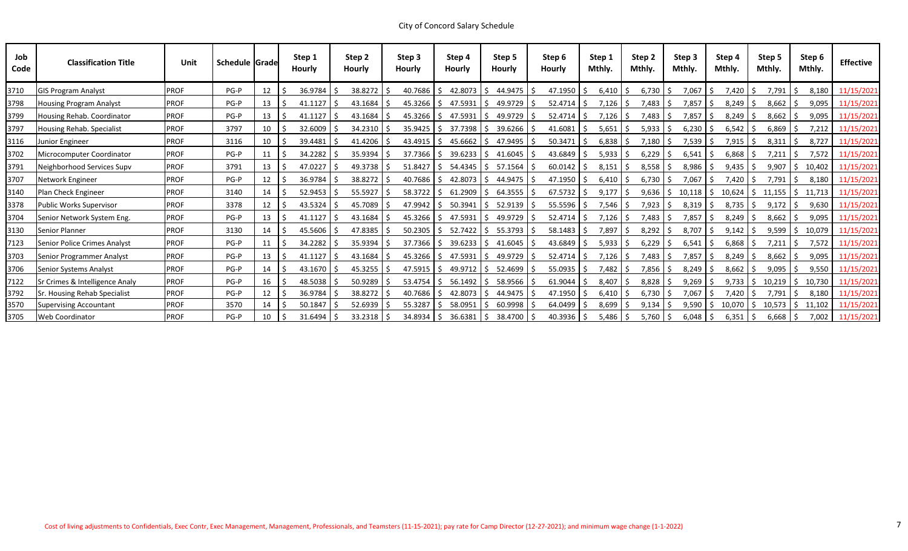# City of Concord Salary Schedule

| Job Code | Classification Title | Unit | Schedule | Grade | Step 1 Hourly | Step 2 Hourly | Step 3 Hourly | Step 4 Hourly | Step 5 Hourly | Step 6 Hourly | Step 1 Mthly. | Step 2 Mthly. | Step 3 Mthly. | Step 4 Mthly. | Step 5 Mthly. | Step 6 Mthly. | Effective |
|---|---|---|---|---|---|---|---|---|---|---|---|---|---|---|---|---|---|
| 3710 | GIS Program Analyst | PROF | PG-P | 12 | $ 36.9784 | $ 38.8272 | $ 40.7686 | $ 42.8073 | $ 44.9475 | $ 47.1950 | $ 6,410 | $ 6,730 | $ 7,067 | $ 7,420 | $ 7,791 | $ 8,180 | 11/15/2021 |
| 3798 | Housing Program Analyst | PROF | PG-P | 13 | $ 41.1127 | $ 43.1684 | $ 45.3266 | $ 47.5931 | $ 49.9729 | $ 52.4714 | $ 7,126 | $ 7,483 | $ 7,857 | $ 8,249 | $ 8,662 | $ 9,095 | 11/15/2021 |
| 3799 | Housing Rehab. Coordinator | PROF | PG-P | 13 | $ 41.1127 | $ 43.1684 | $ 45.3266 | $ 47.5931 | $ 49.9729 | $ 52.4714 | $ 7,126 | $ 7,483 | $ 7,857 | $ 8,249 | $ 8,662 | $ 9,095 | 11/15/2021 |
| 3797 | Housing Rehab. Specialist | PROF | 3797 | 10 | $ 32.6009 | $ 34.2310 | $ 35.9425 | $ 37.7398 | $ 39.6266 | $ 41.6081 | $ 5,651 | $ 5,933 | $ 6,230 | $ 6,542 | $ 6,869 | $ 7,212 | 11/15/2021 |
| 3116 | Junior Engineer | PROF | 3116 | 10 | $ 39.4481 | $ 41.4206 | $ 43.4915 | $ 45.6662 | $ 47.9495 | $ 50.3471 | $ 6,838 | $ 7,180 | $ 7,539 | $ 7,915 | $ 8,311 | $ 8,727 | 11/15/2021 |
| 3702 | Microcomputer Coordinator | PROF | PG-P | 11 | $ 34.2282 | $ 35.9394 | $ 37.7366 | $ 39.6233 | $ 41.6045 | $ 43.6849 | $ 5,933 | $ 6,229 | $ 6,541 | $ 6,868 | $ 7,211 | $ 7,572 | 11/15/2021 |
| 3791 | Neighborhood Services Supv | PROF | 3791 | 13 | $ 47.0227 | $ 49.3738 | $ 51.8427 | $ 54.4345 | $ 57.1564 | $ 60.0142 | $ 8,151 | $ 8,558 | $ 8,986 | $ 9,435 | $ 9,907 | $ 10,402 | 11/15/2021 |
| 3707 | Network Engineer | PROF | PG-P | 12 | $ 36.9784 | $ 38.8272 | $ 40.7686 | $ 42.8073 | $ 44.9475 | $ 47.1950 | $ 6,410 | $ 6,730 | $ 7,067 | $ 7,420 | $ 7,791 | $ 8,180 | 11/15/2021 |
| 3140 | Plan Check Engineer | PROF | 3140 | 14 | $ 52.9453 | $ 55.5927 | $ 58.3722 | $ 61.2909 | $ 64.3555 | $ 67.5732 | $ 9,177 | $ 9,636 | $ 10,118 | $ 10,624 | $ 11,155 | $ 11,713 | 11/15/2021 |
| 3378 | Public Works Supervisor | PROF | 3378 | 12 | $ 43.5324 | $ 45.7089 | $ 47.9942 | $ 50.3941 | $ 52.9139 | $ 55.5596 | $ 7,546 | $ 7,923 | $ 8,319 | $ 8,735 | $ 9,172 | $ 9,630 | 11/15/2021 |
| 3704 | Senior Network System Eng. | PROF | PG-P | 13 | $ 41.1127 | $ 43.1684 | $ 45.3266 | $ 47.5931 | $ 49.9729 | $ 52.4714 | $ 7,126 | $ 7,483 | $ 7,857 | $ 8,249 | $ 8,662 | $ 9,095 | 11/15/2021 |
| 3130 | Senior Planner | PROF | 3130 | 14 | $ 45.5606 | $ 47.8385 | $ 50.2305 | $ 52.7422 | $ 55.3793 | $ 58.1483 | $ 7,897 | $ 8,292 | $ 8,707 | $ 9,142 | $ 9,599 | $ 10,079 | 11/15/2021 |
| 7123 | Senior Police Crimes Analyst | PROF | PG-P | 11 | $ 34.2282 | $ 35.9394 | $ 37.7366 | $ 39.6233 | $ 41.6045 | $ 43.6849 | $ 5,933 | $ 6,229 | $ 6,541 | $ 6,868 | $ 7,211 | $ 7,572 | 11/15/2021 |
| 3703 | Senior Programmer Analyst | PROF | PG-P | 13 | $ 41.1127 | $ 43.1684 | $ 45.3266 | $ 47.5931 | $ 49.9729 | $ 52.4714 | $ 7,126 | $ 7,483 | $ 7,857 | $ 8,249 | $ 8,662 | $ 9,095 | 11/15/2021 |
| 3706 | Senior Systems Analyst | PROF | PG-P | 14 | $ 43.1670 | $ 45.3255 | $ 47.5915 | $ 49.9712 | $ 52.4699 | $ 55.0935 | $ 7,482 | $ 7,856 | $ 8,249 | $ 8,662 | $ 9,095 | $ 9,550 | 11/15/2021 |
| 7122 | Sr Crimes & Intelligence Analy | PROF | PG-P | 16 | $ 48.5038 | $ 50.9289 | $ 53.4754 | $ 56.1492 | $ 58.9566 | $ 61.9044 | $ 8,407 | $ 8,828 | $ 9,269 | $ 9,733 | $ 10,219 | $ 10,730 | 11/15/2021 |
| 3792 | Sr. Housing Rehab Specialist | PROF | PG-P | 12 | $ 36.9784 | $ 38.8272 | $ 40.7686 | $ 42.8073 | $ 44.9475 | $ 47.1950 | $ 6,410 | $ 6,730 | $ 7,067 | $ 7,420 | $ 7,791 | $ 8,180 | 11/15/2021 |
| 3570 | Supervising Accountant | PROF | 3570 | 14 | $ 50.1847 | $ 52.6939 | $ 55.3287 | $ 58.0951 | $ 60.9998 | $ 64.0499 | $ 8,699 | $ 9,134 | $ 9,590 | $ 10,070 | $ 10,573 | $ 11,102 | 11/15/2021 |
| 3705 | Web Coordinator | PROF | PG-P | 10 | $ 31.6494 | $ 33.2318 | $ 34.8934 | $ 36.6381 | $ 38.4700 | $ 40.3936 | $ 5,486 | $ 5,760 | $ 6,048 | $ 6,351 | $ 6,668 | $ 7,002 | 11/15/2021 |

Cost of living adjustments to Confidentials, Exec Contr, Exec Management, Management, Professionals, and Teamsters (11-15-2021); pay rate for Camp Director (12-27-2021); and minimum wage change (1-1-2022)